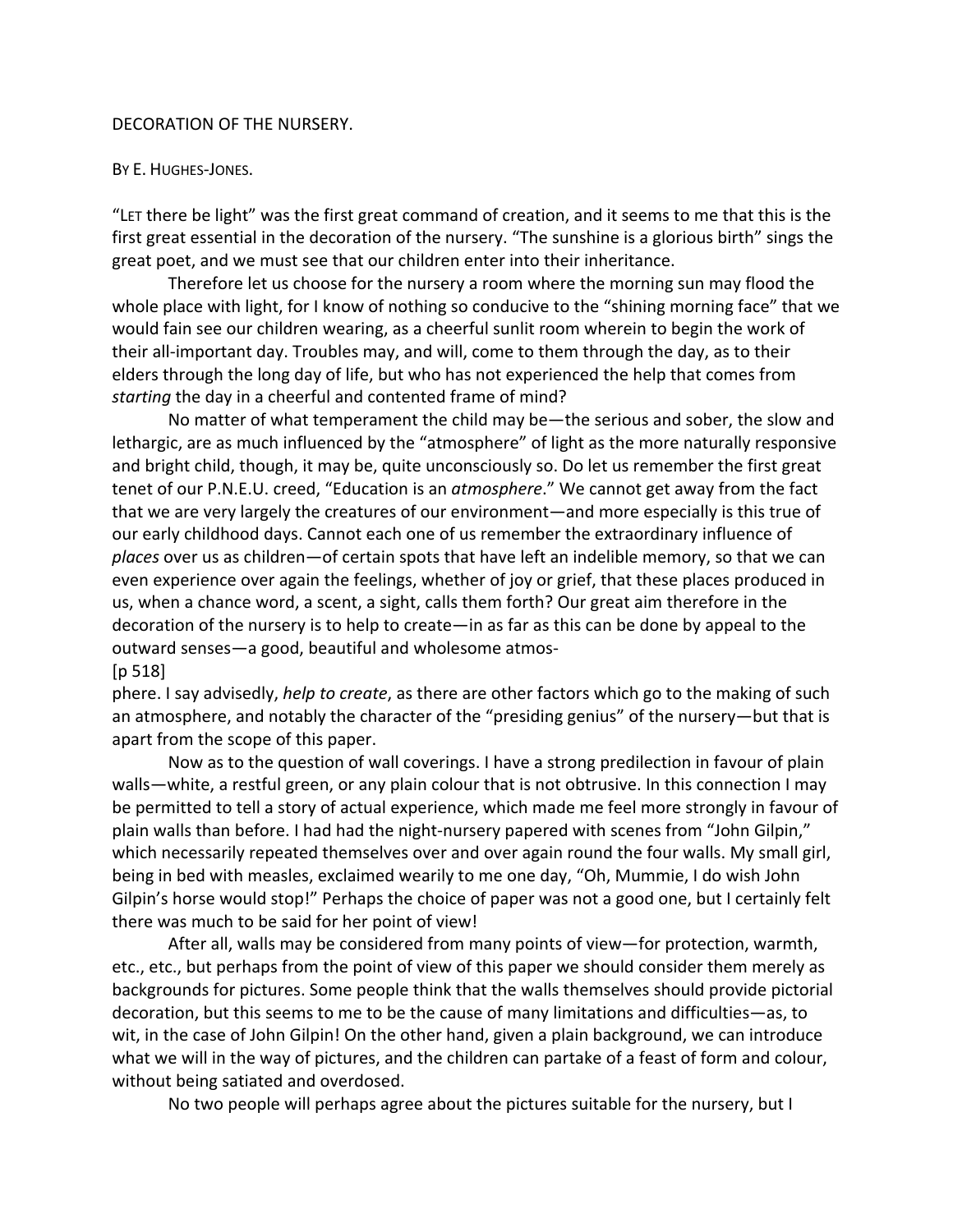# DECORATION OF THE NURSERY.

BY E. HUGHES-JONES.

"LET there be light" was the first great command of creation, and it seems to me that this is the first great essential in the decoration of the nursery. "The sunshine is a glorious birth" sings the great poet, and we must see that our children enter into their inheritance.

Therefore let us choose for the nursery a room where the morning sun may flood the whole place with light, for I know of nothing so conducive to the "shining morning face" that we would fain see our children wearing, as a cheerful sunlit room wherein to begin the work of their all-important day. Troubles may, and will, come to them through the day, as to their elders through the long day of life, but who has not experienced the help that comes from *starting* the day in a cheerful and contented frame of mind?

No matter of what temperament the child may be—the serious and sober, the slow and lethargic, are as much influenced by the "atmosphere" of light as the more naturally responsive and bright child, though, it may be, quite unconsciously so. Do let us remember the first great tenet of our P.N.E.U. creed, "Education is an *atmosphere*." We cannot get away from the fact that we are very largely the creatures of our environment—and more especially is this true of our early childhood days. Cannot each one of us remember the extraordinary influence of *places* over us as children—of certain spots that have left an indelible memory, so that we can even experience over again the feelings, whether of joy or grief, that these places produced in us, when a chance word, a scent, a sight, calls them forth? Our great aim therefore in the decoration of the nursery is to help to create—in as far as this can be done by appeal to the outward senses—a good, beautiful and wholesome atmos-
[p 518]
phere. I say advisedly, *help to create*, as there are other factors which go to the making of such an atmosphere, and notably the character of the "presiding genius" of the nursery—but that is apart from the scope of this paper.

Now as to the question of wall coverings. I have a strong predilection in favour of plain walls—white, a restful green, or any plain colour that is not obtrusive. In this connection I may be permitted to tell a story of actual experience, which made me feel more strongly in favour of plain walls than before. I had had the night-nursery papered with scenes from "John Gilpin," which necessarily repeated themselves over and over again round the four walls. My small girl, being in bed with measles, exclaimed wearily to me one day, "Oh, Mummie, I do wish John Gilpin's horse would stop!" Perhaps the choice of paper was not a good one, but I certainly felt there was much to be said for her point of view!

After all, walls may be considered from many points of view—for protection, warmth, etc., etc., but perhaps from the point of view of this paper we should consider them merely as backgrounds for pictures. Some people think that the walls themselves should provide pictorial decoration, but this seems to me to be the cause of many limitations and difficulties—as, to wit, in the case of John Gilpin! On the other hand, given a plain background, we can introduce what we will in the way of pictures, and the children can partake of a feast of form and colour, without being satiated and overdosed.

No two people will perhaps agree about the pictures suitable for the nursery, but I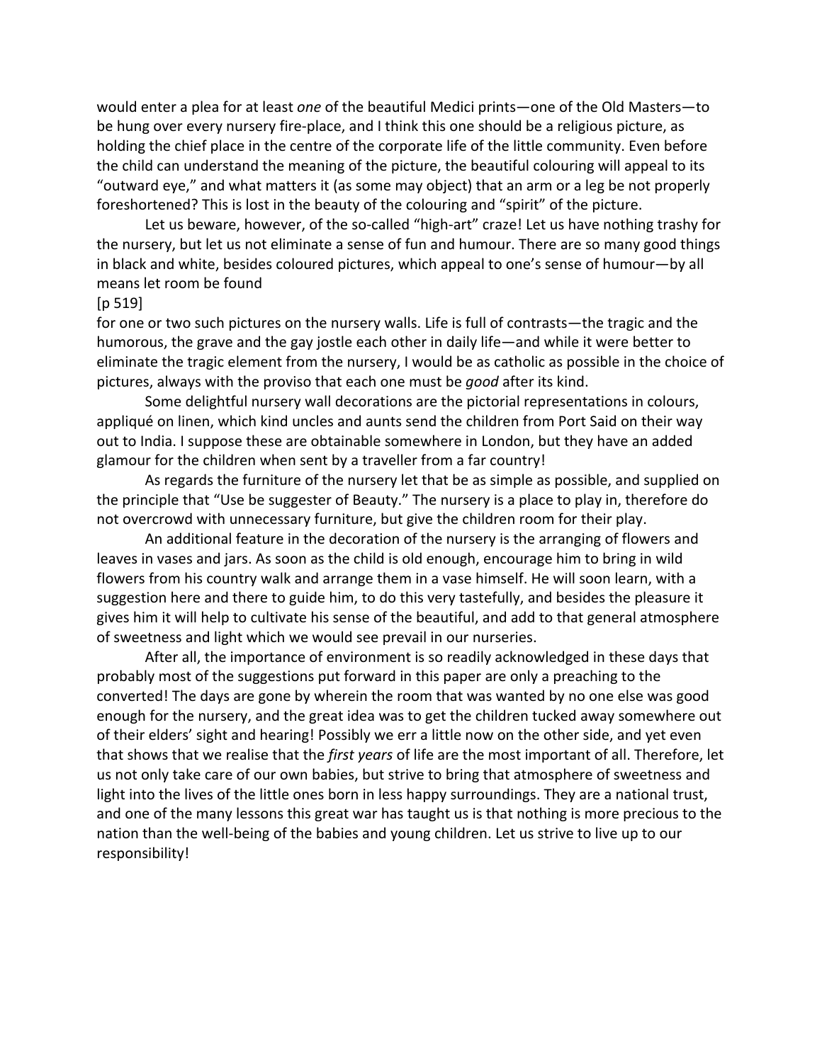would enter a plea for at least *one* of the beautiful Medici prints—one of the Old Masters—to be hung over every nursery fire-place, and I think this one should be a religious picture, as holding the chief place in the centre of the corporate life of the little community. Even before the child can understand the meaning of the picture, the beautiful colouring will appeal to its "outward eye," and what matters it (as some may object) that an arm or a leg be not properly foreshortened? This is lost in the beauty of the colouring and "spirit" of the picture.

Let us beware, however, of the so-called "high-art" craze! Let us have nothing trashy for the nursery, but let us not eliminate a sense of fun and humour. There are so many good things in black and white, besides coloured pictures, which appeal to one's sense of humour—by all means let room be found
[p 519]
for one or two such pictures on the nursery walls. Life is full of contrasts—the tragic and the humorous, the grave and the gay jostle each other in daily life—and while it were better to eliminate the tragic element from the nursery, I would be as catholic as possible in the choice of pictures, always with the proviso that each one must be *good* after its kind.

Some delightful nursery wall decorations are the pictorial representations in colours, appliqué on linen, which kind uncles and aunts send the children from Port Said on their way out to India. I suppose these are obtainable somewhere in London, but they have an added glamour for the children when sent by a traveller from a far country!

As regards the furniture of the nursery let that be as simple as possible, and supplied on the principle that "Use be suggester of Beauty." The nursery is a place to play in, therefore do not overcrowd with unnecessary furniture, but give the children room for their play.

An additional feature in the decoration of the nursery is the arranging of flowers and leaves in vases and jars. As soon as the child is old enough, encourage him to bring in wild flowers from his country walk and arrange them in a vase himself. He will soon learn, with a suggestion here and there to guide him, to do this very tastefully, and besides the pleasure it gives him it will help to cultivate his sense of the beautiful, and add to that general atmosphere of sweetness and light which we would see prevail in our nurseries.

After all, the importance of environment is so readily acknowledged in these days that probably most of the suggestions put forward in this paper are only a preaching to the converted! The days are gone by wherein the room that was wanted by no one else was good enough for the nursery, and the great idea was to get the children tucked away somewhere out of their elders' sight and hearing! Possibly we err a little now on the other side, and yet even that shows that we realise that the *first years* of life are the most important of all. Therefore, let us not only take care of our own babies, but strive to bring that atmosphere of sweetness and light into the lives of the little ones born in less happy surroundings. They are a national trust, and one of the many lessons this great war has taught us is that nothing is more precious to the nation than the well-being of the babies and young children. Let us strive to live up to our responsibility!